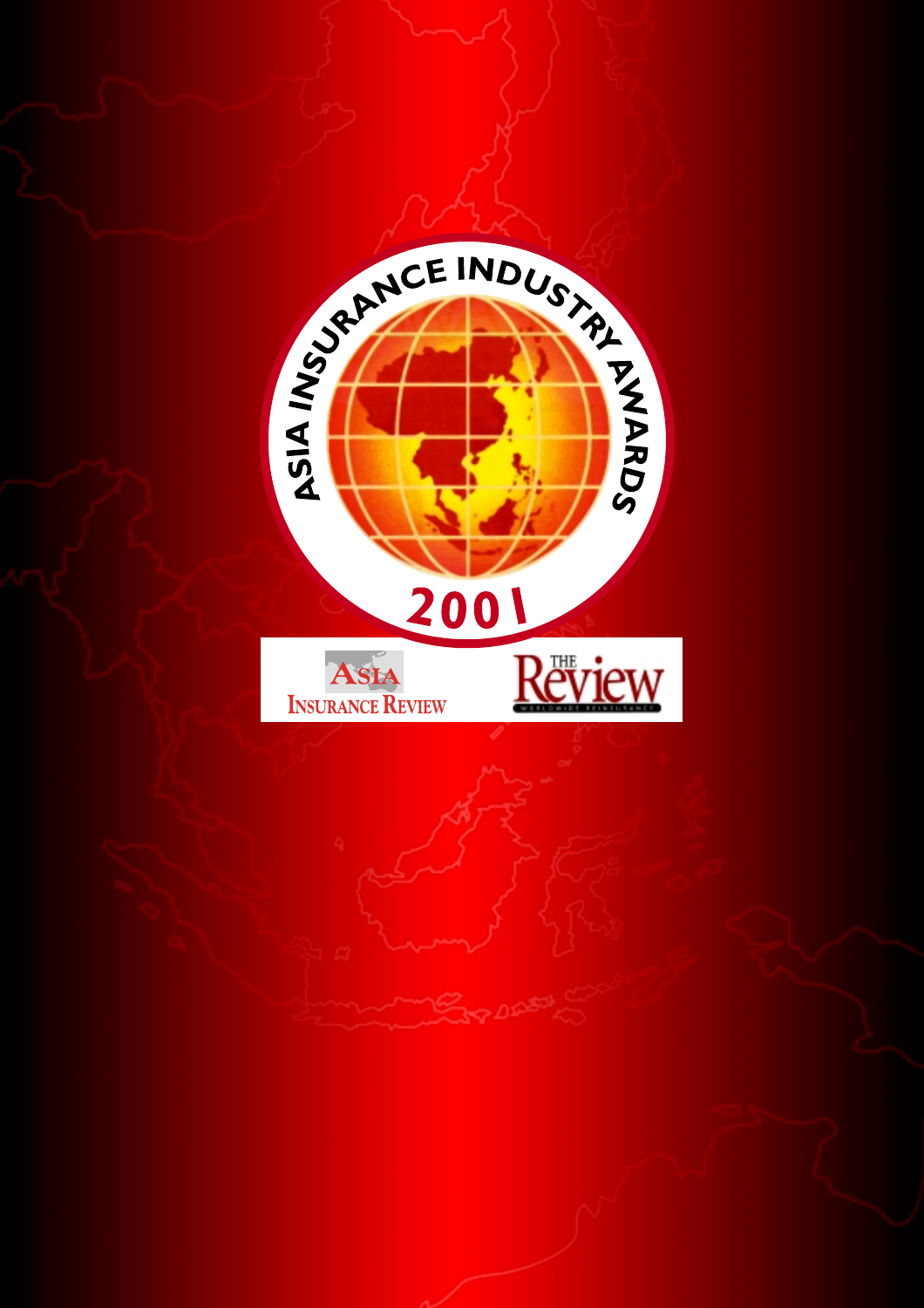# ASIA INSURANCE INDUSTRY AWARDS 2001

ASIA INSURANCE REVIEW

THE Review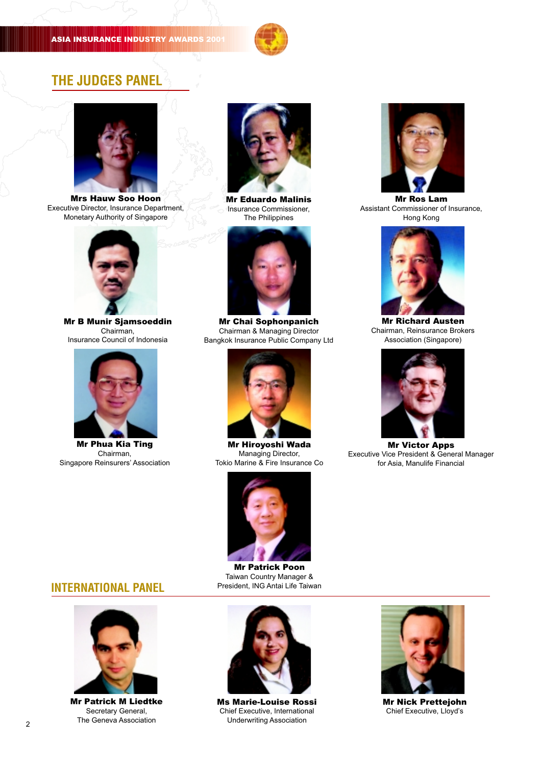## THE JUDGES PANEL

**Mrs Hauw Soo Hoon**
Executive Director, Insurance Department,
Monetary Authority of Singapore

**Mr Eduardo Malinis**
Insurance Commissioner,
The Philippines

**Mr Ros Lam**
Assistant Commissioner of Insurance,
Hong Kong

**Mr B Munir Sjamsoeddin**
Chairman,
Insurance Council of Indonesia

**Mr Chai Sophonpanich**
Chairman & Managing Director
Bangkok Insurance Public Company Ltd

**Mr Richard Austen**
Chairman, Reinsurance Brokers
Association (Singapore)

**Mr Phua Kia Ting**
Chairman,
Singapore Reinsurers' Association

**Mr Hiroyoshi Wada**
Managing Director,
Tokio Marine & Fire Insurance Co

**Mr Victor Apps**
Executive Vice President & General Manager
for Asia, Manulife Financial

**Mr Patrick Poon**
Taiwan Country Manager &
President, ING Antai Life Taiwan

## INTERNATIONAL PANEL

**Mr Patrick M Liedtke**
Secretary General,
The Geneva Association

**Ms Marie-Louise Rossi**
Chief Executive, International
Underwriting Association

**Mr Nick Prettejohn**
Chief Executive, Lloyd's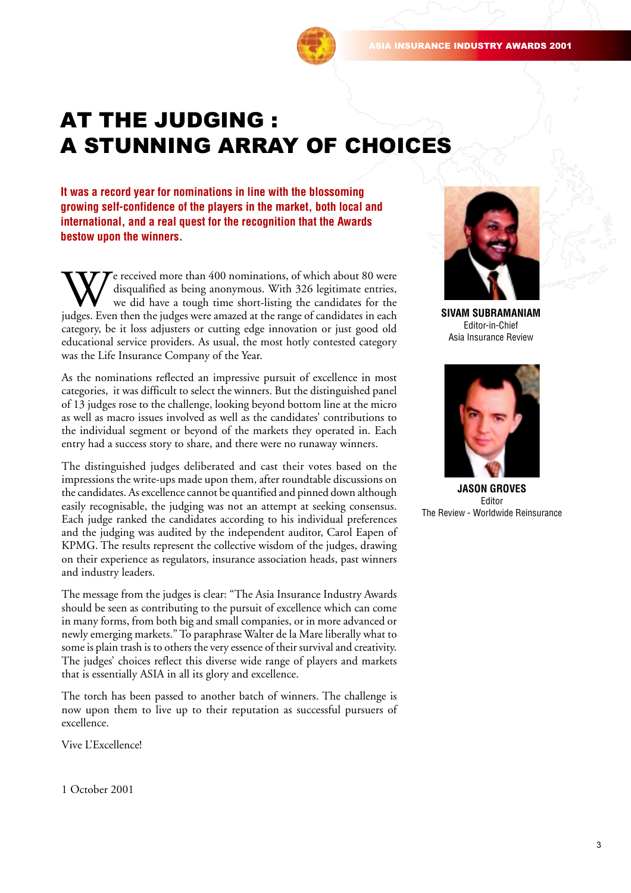# AT THE JUDGING : A STUNNING ARRAY OF CHOICES

**It was a record year for nominations in line with the blossoming growing self-confidence of the players in the market, both local and international, and a real quest for the recognition that the Awards bestow upon the winners.**

We received more than 400 nominations, of which about 80 were disqualified as being anonymous. With 326 legitimate entries, we did have a tough time short-listing the candidates for the judges. Even then the judges were amazed at the range of candidates in each category, be it loss adjusters or cutting edge innovation or just good old educational service providers. As usual, the most hotly contested category was the Life Insurance Company of the Year.

As the nominations reflected an impressive pursuit of excellence in most categories, it was difficult to select the winners. But the distinguished panel of 13 judges rose to the challenge, looking beyond bottom line at the micro as well as macro issues involved as well as the candidates' contributions to the individual segment or beyond of the markets they operated in. Each entry had a success story to share, and there were no runaway winners.

The distinguished judges deliberated and cast their votes based on the impressions the write-ups made upon them, after roundtable discussions on the candidates. As excellence cannot be quantified and pinned down although easily recognisable, the judging was not an attempt at seeking consensus. Each judge ranked the candidates according to his individual preferences and the judging was audited by the independent auditor, Carol Eapen of KPMG. The results represent the collective wisdom of the judges, drawing on their experience as regulators, insurance association heads, past winners and industry leaders.

The message from the judges is clear: "The Asia Insurance Industry Awards should be seen as contributing to the pursuit of excellence which can come in many forms, from both big and small companies, or in more advanced or newly emerging markets." To paraphrase Walter de la Mare liberally what to some is plain trash is to others the very essence of their survival and creativity. The judges' choices reflect this diverse wide range of players and markets that is essentially ASIA in all its glory and excellence.

The torch has been passed to another batch of winners. The challenge is now upon them to live up to their reputation as successful pursuers of excellence.

Vive L'Excellence!

1 October 2001

**SIVAM SUBRAMANIAM**
Editor-in-Chief
Asia Insurance Review

**JASON GROVES**
Editor
The Review - Worldwide Reinsurance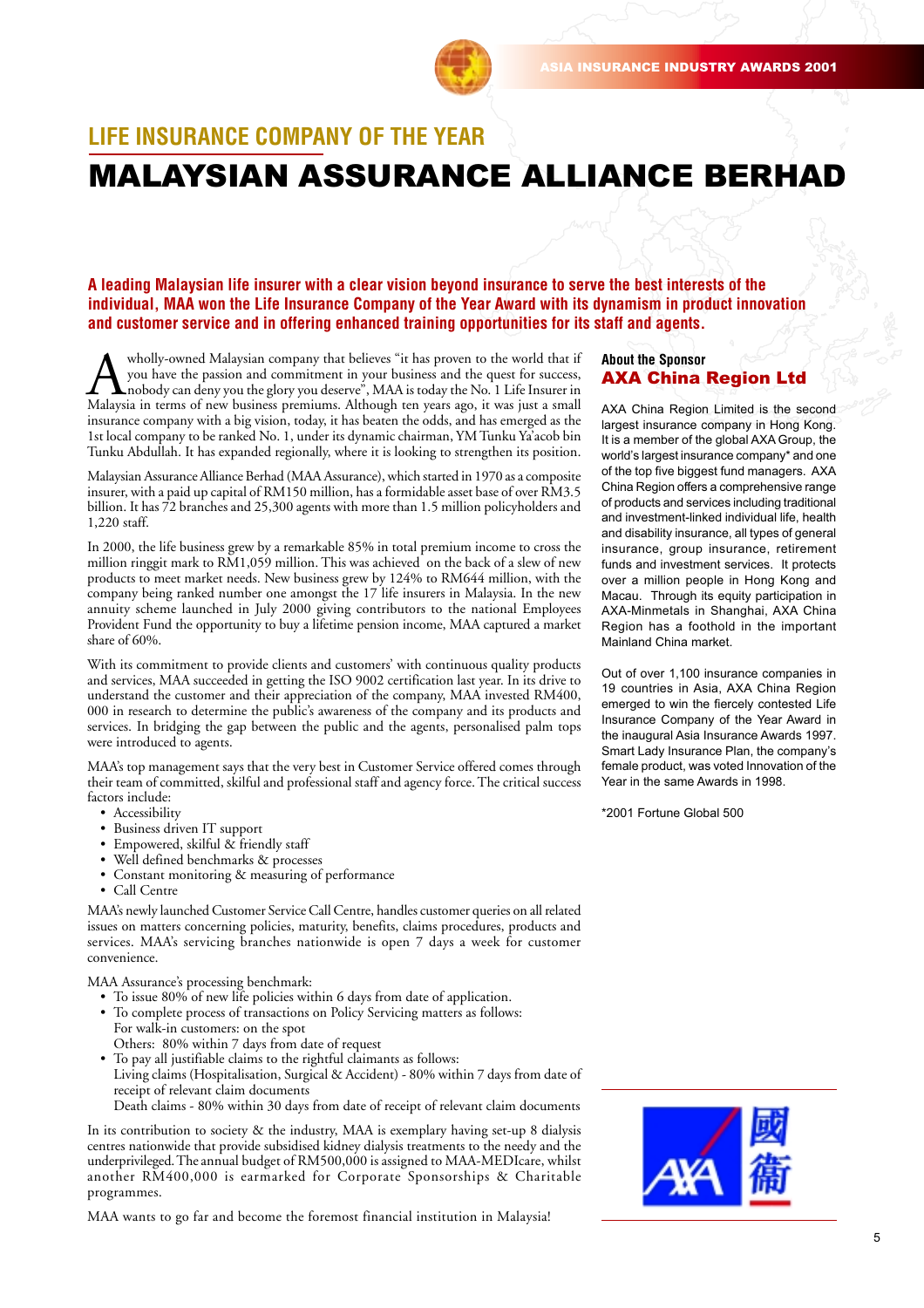## LIFE INSURANCE COMPANY OF THE YEAR

# MALAYSIAN ASSURANCE ALLIANCE BERHAD

**A leading Malaysian life insurer with a clear vision beyond insurance to serve the best interests of the individual, MAA won the Life Insurance Company of the Year Award with its dynamism in product innovation and customer service and in offering enhanced training opportunities for its staff and agents.**

A wholly-owned Malaysian company that believes "it has proven to the world that if you have the passion and commitment in your business and the quest for success, nobody can deny you the glory you deserve", MAA is today the No. 1 Life Insurer in Malaysia in terms of new business premiums. Although ten years ago, it was just a small insurance company with a big vision, today, it has beaten the odds, and has emerged as the 1st local company to be ranked No. 1, under its dynamic chairman, YM Tunku Ya'acob bin Tunku Abdullah. It has expanded regionally, where it is looking to strengthen its position.

Malaysian Assurance Alliance Berhad (MAA Assurance), which started in 1970 as a composite insurer, with a paid up capital of RM150 million, has a formidable asset base of over RM3.5 billion. It has 72 branches and 25,300 agents with more than 1.5 million policyholders and 1,220 staff.

In 2000, the life business grew by a remarkable 85% in total premium income to cross the million ringgit mark to RM1,059 million. This was achieved on the back of a slew of new products to meet market needs. New business grew by 124% to RM644 million, with the company being ranked number one amongst the 17 life insurers in Malaysia. In the new annuity scheme launched in July 2000 giving contributors to the national Employees Provident Fund the opportunity to buy a lifetime pension income, MAA captured a market share of 60%.

With its commitment to provide clients and customers' with continuous quality products and services, MAA succeeded in getting the ISO 9002 certification last year. In its drive to understand the customer and their appreciation of the company, MAA invested RM400, 000 in research to determine the public's awareness of the company and its products and services. In bridging the gap between the public and the agents, personalised palm tops were introduced to agents.

MAA's top management says that the very best in Customer Service offered comes through their team of committed, skilful and professional staff and agency force. The critical success factors include:

- Accessibility
- Business driven IT support
- Empowered, skilful & friendly staff
- Well defined benchmarks & processes
- Constant monitoring & measuring of performance
- Call Centre

MAA's newly launched Customer Service Call Centre, handles customer queries on all related issues on matters concerning policies, maturity, benefits, claims procedures, products and services. MAA's servicing branches nationwide is open 7 days a week for customer convenience.

MAA Assurance's processing benchmark:

- To issue 80% of new life policies within 6 days from date of application.
- To complete process of transactions on Policy Servicing matters as follows:
  For walk-in customers: on the spot
  Others: 80% within 7 days from date of request
- To pay all justifiable claims to the rightful claimants as follows:
  Living claims (Hospitalisation, Surgical & Accident) - 80% within 7 days from date of receipt of relevant claim documents
  Death claims - 80% within 30 days from date of receipt of relevant claim documents

In its contribution to society & the industry, MAA is exemplary having set-up 8 dialysis centres nationwide that provide subsidised kidney dialysis treatments to the needy and the underprivileged. The annual budget of RM500,000 is assigned to MAA-MEDIcare, whilst another RM400,000 is earmarked for Corporate Sponsorships & Charitable programmes.

MAA wants to go far and become the foremost financial institution in Malaysia!

### About the Sponsor
## AXA China Region Ltd

AXA China Region Limited is the second largest insurance company in Hong Kong. It is a member of the global AXA Group, the world's largest insurance company* and one of the top five biggest fund managers. AXA China Region offers a comprehensive range of products and services including traditional and investment-linked individual life, health and disability insurance, all types of general insurance, group insurance, retirement funds and investment services. It protects over a million people in Hong Kong and Macau. Through its equity participation in AXA-Minmetals in Shanghai, AXA China Region has a foothold in the important Mainland China market.

Out of over 1,100 insurance companies in 19 countries in Asia, AXA China Region emerged to win the fiercely contested Life Insurance Company of the Year Award in the inaugural Asia Insurance Awards 1997. Smart Lady Insurance Plan, the company's female product, was voted Innovation of the Year in the same Awards in 1998.

*2001 Fortune Global 500

AXA 國衛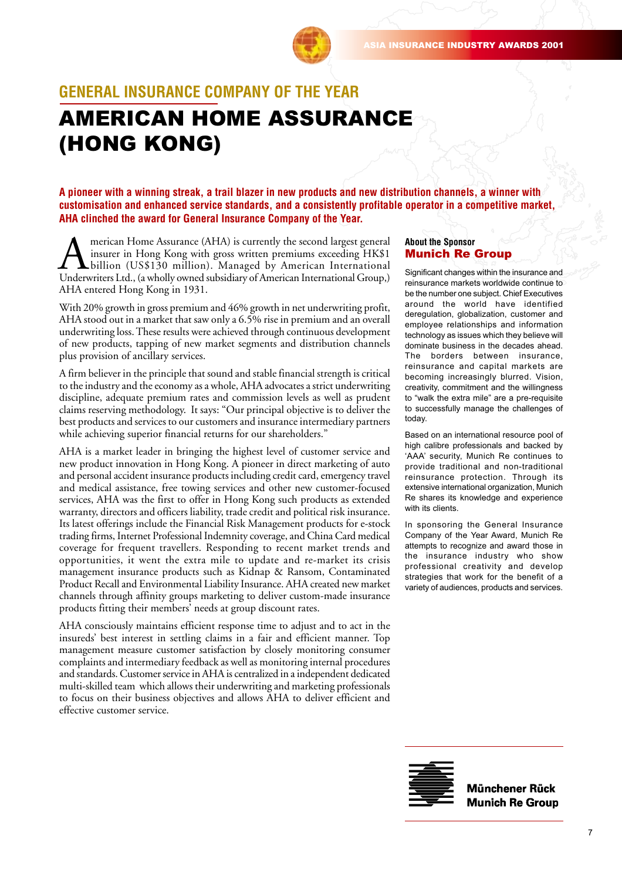## GENERAL INSURANCE COMPANY OF THE YEAR

# AMERICAN HOME ASSURANCE (HONG KONG)

**A pioneer with a winning streak, a trail blazer in new products and new distribution channels, a winner with customisation and enhanced service standards, and a consistently profitable operator in a competitive market, AHA clinched the award for General Insurance Company of the Year.**

American Home Assurance (AHA) is currently the second largest general insurer in Hong Kong with gross written premiums exceeding HK$1 billion (US$130 million). Managed by American International Underwriters Ltd., (a wholly owned subsidiary of American International Group,) AHA entered Hong Kong in 1931.

With 20% growth in gross premium and 46% growth in net underwriting profit, AHA stood out in a market that saw only a 6.5% rise in premium and an overall underwriting loss. These results were achieved through continuous development of new products, tapping of new market segments and distribution channels plus provision of ancillary services.

A firm believer in the principle that sound and stable financial strength is critical to the industry and the economy as a whole, AHA advocates a strict underwriting discipline, adequate premium rates and commission levels as well as prudent claims reserving methodology. It says: "Our principal objective is to deliver the best products and services to our customers and insurance intermediary partners while achieving superior financial returns for our shareholders."

AHA is a market leader in bringing the highest level of customer service and new product innovation in Hong Kong. A pioneer in direct marketing of auto and personal accident insurance products including credit card, emergency travel and medical assistance, free towing services and other new customer-focused services, AHA was the first to offer in Hong Kong such products as extended warranty, directors and officers liability, trade credit and political risk insurance. Its latest offerings include the Financial Risk Management products for e-stock trading firms, Internet Professional Indemnity coverage, and China Card medical coverage for frequent travellers. Responding to recent market trends and opportunities, it went the extra mile to update and re-market its crisis management insurance products such as Kidnap & Ransom, Contaminated Product Recall and Environmental Liability Insurance. AHA created new market channels through affinity groups marketing to deliver custom-made insurance products fitting their members' needs at group discount rates.

AHA consciously maintains efficient response time to adjust and to act in the insureds' best interest in settling claims in a fair and efficient manner. Top management measure customer satisfaction by closely monitoring consumer complaints and intermediary feedback as well as monitoring internal procedures and standards. Customer service in AHA is centralized in a independent dedicated multi-skilled team which allows their underwriting and marketing professionals to focus on their business objectives and allows AHA to deliver efficient and effective customer service.

### About the Sponsor
## Munich Re Group

Significant changes within the insurance and reinsurance markets worldwide continue to be the number one subject. Chief Executives around the world have identified deregulation, globalization, customer and employee relationships and information technology as issues which they believe will dominate business in the decades ahead. The borders between insurance, reinsurance and capital markets are becoming increasingly blurred. Vision, creativity, commitment and the willingness to "walk the extra mile" are a pre-requisite to successfully manage the challenges of today.

Based on an international resource pool of high calibre professionals and backed by 'AAA' security, Munich Re continues to provide traditional and non-traditional reinsurance protection. Through its extensive international organization, Munich Re shares its knowledge and experience with its clients.

In sponsoring the General Insurance Company of the Year Award, Munich Re attempts to recognize and award those in the insurance industry who show professional creativity and develop strategies that work for the benefit of a variety of audiences, products and services.

**Münchener Rück**
**Munich Re Group**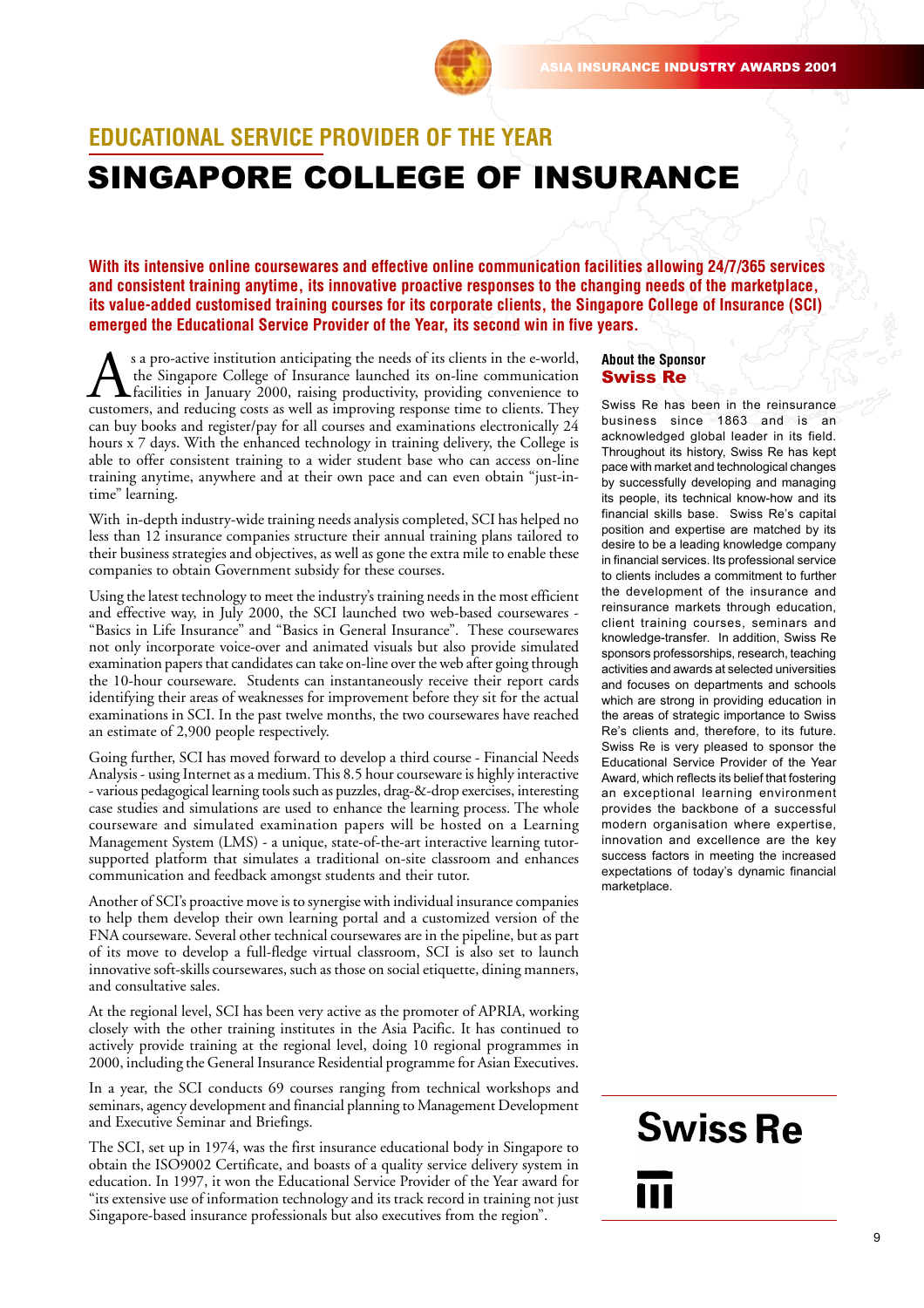## EDUCATIONAL SERVICE PROVIDER OF THE YEAR

# SINGAPORE COLLEGE OF INSURANCE

**With its intensive online coursewares and effective online communication facilities allowing 24/7/365 services and consistent training anytime, its innovative proactive responses to the changing needs of the marketplace, its value-added customised training courses for its corporate clients, the Singapore College of Insurance (SCI) emerged the Educational Service Provider of the Year, its second win in five years.**

As a pro-active institution anticipating the needs of its clients in the e-world, the Singapore College of Insurance launched its on-line communication facilities in January 2000, raising productivity, providing convenience to customers, and reducing costs as well as improving response time to clients. They can buy books and register/pay for all courses and examinations electronically 24 hours x 7 days. With the enhanced technology in training delivery, the College is able to offer consistent training to a wider student base who can access on-line training anytime, anywhere and at their own pace and can even obtain "just-in-time" learning.

With in-depth industry-wide training needs analysis completed, SCI has helped no less than 12 insurance companies structure their annual training plans tailored to their business strategies and objectives, as well as gone the extra mile to enable these companies to obtain Government subsidy for these courses.

Using the latest technology to meet the industry's training needs in the most efficient and effective way, in July 2000, the SCI launched two web-based coursewares - "Basics in Life Insurance" and "Basics in General Insurance". These coursewares not only incorporate voice-over and animated visuals but also provide simulated examination papers that candidates can take on-line over the web after going through the 10-hour courseware. Students can instantaneously receive their report cards identifying their areas of weaknesses for improvement before they sit for the actual examinations in SCI. In the past twelve months, the two coursewares have reached an estimate of 2,900 people respectively.

Going further, SCI has moved forward to develop a third course - Financial Needs Analysis - using Internet as a medium. This 8.5 hour courseware is highly interactive - various pedagogical learning tools such as puzzles, drag-&-drop exercises, interesting case studies and simulations are used to enhance the learning process. The whole courseware and simulated examination papers will be hosted on a Learning Management System (LMS) - a unique, state-of-the-art interactive learning tutor-supported platform that simulates a traditional on-site classroom and enhances communication and feedback amongst students and their tutor.

Another of SCI's proactive move is to synergise with individual insurance companies to help them develop their own learning portal and a customized version of the FNA courseware. Several other technical coursewares are in the pipeline, but as part of its move to develop a full-fledge virtual classroom, SCI is also set to launch innovative soft-skills coursewares, such as those on social etiquette, dining manners, and consultative sales.

At the regional level, SCI has been very active as the promoter of APRIA, working closely with the other training institutes in the Asia Pacific. It has continued to actively provide training at the regional level, doing 10 regional programmes in 2000, including the General Insurance Residential programme for Asian Executives.

In a year, the SCI conducts 69 courses ranging from technical workshops and seminars, agency development and financial planning to Management Development and Executive Seminar and Briefings.

The SCI, set up in 1974, was the first insurance educational body in Singapore to obtain the ISO9002 Certificate, and boasts of a quality service delivery system in education. In 1997, it won the Educational Service Provider of the Year award for "its extensive use of information technology and its track record in training not just Singapore-based insurance professionals but also executives from the region".

### About the Sponsor
### Swiss Re

Swiss Re has been in the reinsurance business since 1863 and is an acknowledged global leader in its field. Throughout its history, Swiss Re has kept pace with market and technological changes by successfully developing and managing its people, its technical know-how and its financial skills base. Swiss Re's capital position and expertise are matched by its desire to be a leading brokerage company in financial services. Its professional service to clients includes a commitment to further the development of the insurance and reinsurance markets through education, client training courses, seminars and knowledge-transfer. In addition, Swiss Re sponsors professorships, research, teaching activities and awards at selected universities and focuses on departments and schools which are strong in providing education in the areas of strategic importance to Swiss Re's clients and, therefore, to its future. Swiss Re is very pleased to sponsor the Educational Service Provider of the Year Award, which reflects its belief that fostering an exceptional learning environment provides the backbone of a successful modern organisation where expertise, innovation and excellence are the key success factors in meeting the increased expectations of today's dynamic financial marketplace.

Swiss Re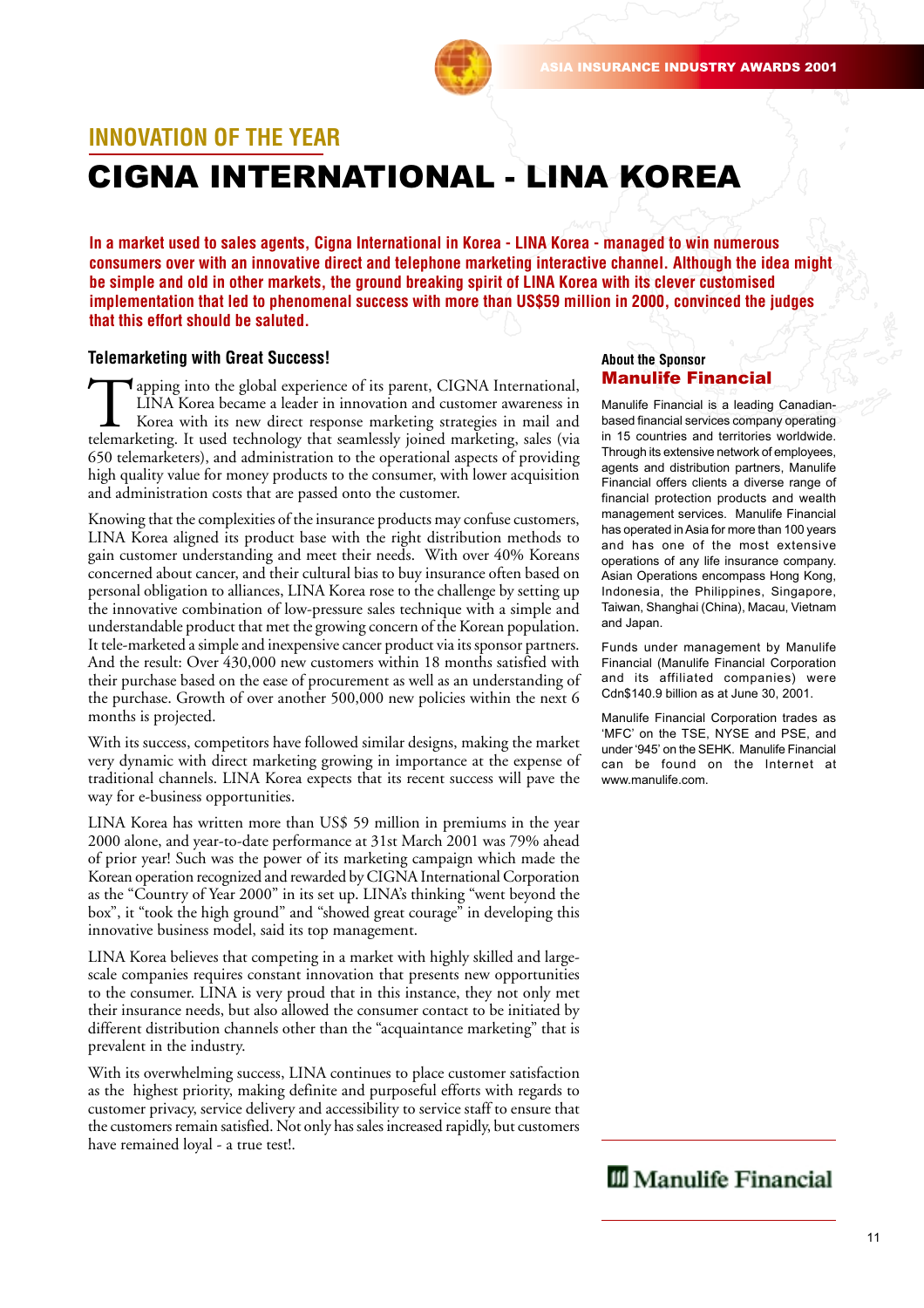## INNOVATION OF THE YEAR

# CIGNA INTERNATIONAL - LINA KOREA

**In a market used to sales agents, Cigna International in Korea - LINA Korea - managed to win numerous consumers over with an innovative direct and telephone marketing interactive channel. Although the idea might be simple and old in other markets, the ground breaking spirit of LINA Korea with its clever customised implementation that led to phenomenal success with more than US$59 million in 2000, convinced the judges that this effort should be saluted.**

### Telemarketing with Great Success!

Tapping into the global experience of its parent, CIGNA International, LINA Korea became a leader in innovation and customer awareness in Korea with its new direct response marketing strategies in mail and telemarketing. It used technology that seamlessly joined marketing, sales (via 650 telemarketers), and administration to the operational aspects of providing high quality value for money products to the consumer, with lower acquisition and administration costs that are passed onto the customer.

Knowing that the complexities of the insurance products may confuse customers, LINA Korea aligned its product base with the right distribution methods to gain customer understanding and meet their needs. With over 40% Koreans concerned about cancer, and their cultural bias to buy insurance often based on personal obligation to alliances, LINA Korea rose to the challenge by setting up the innovative combination of low-pressure sales technique with a simple and understandable product that met the growing concern of the Korean population. It tele-marketed a simple and inexpensive cancer product via its sponsor partners. And the result: Over 430,000 new customers within 18 months satisfied with their purchase based on the ease of procurement as well as an understanding of the purchase. Growth of over another 500,000 new policies within the next 6 months is projected.

With its success, competitors have followed similar designs, making the market very dynamic with direct marketing growing in importance at the expense of traditional channels. LINA Korea expects that its recent success will pave the way for e-business opportunities.

LINA Korea has written more than US$ 59 million in premiums in the year 2000 alone, and year-to-date performance at 31st March 2001 was 79% ahead of prior year! Such was the power of its marketing campaign which made the Korean operation recognized and rewarded by CIGNA International Corporation as the "Country of Year 2000" in its set up. LINA's thinking "went beyond the box", it "took the high ground" and "showed great courage" in developing this innovative business model, said its top management.

LINA Korea believes that competing in a market with highly skilled and large-scale companies requires constant innovation that presents new opportunities to the consumer. LINA is very proud that in this instance, they not only met their insurance needs, but also allowed the consumer contact to be initiated by different distribution channels other than the "acquaintance marketing" that is prevalent in the industry.

With its overwhelming success, LINA continues to place customer satisfaction as the highest priority, making definite and purposeful efforts with regards to customer privacy, service delivery and accessibility to service staff to ensure that the customers remain satisfied. Not only has sales increased rapidly, but customers have remained loyal - a true test!.

#### About the Sponsor

### Manulife Financial

Manulife Financial is a leading Canadian-based financial services company operating in 15 countries and territories worldwide. Through its extensive network of employees, agents and distribution partners, Manulife Financial offers clients a diverse range of financial protection products and wealth management services. Manulife Financial has operated in Asia for more than 100 years and has one of the most extensive operations of any life insurance company. Asian Operations encompass Hong Kong, Indonesia, the Philippines, Singapore, Taiwan, Shanghai (China), Macau, Vietnam and Japan.

Funds under management by Manulife Financial (Manulife Financial Corporation and its affiliated companies) were Cdn$140.9 billion as at June 30, 2001.

Manulife Financial Corporation trades as 'MFC' on the TSE, NYSE and PSE, and under '945' on the SEHK. Manulife Financial can be found on the Internet at www.manulife.com.

Manulife Financial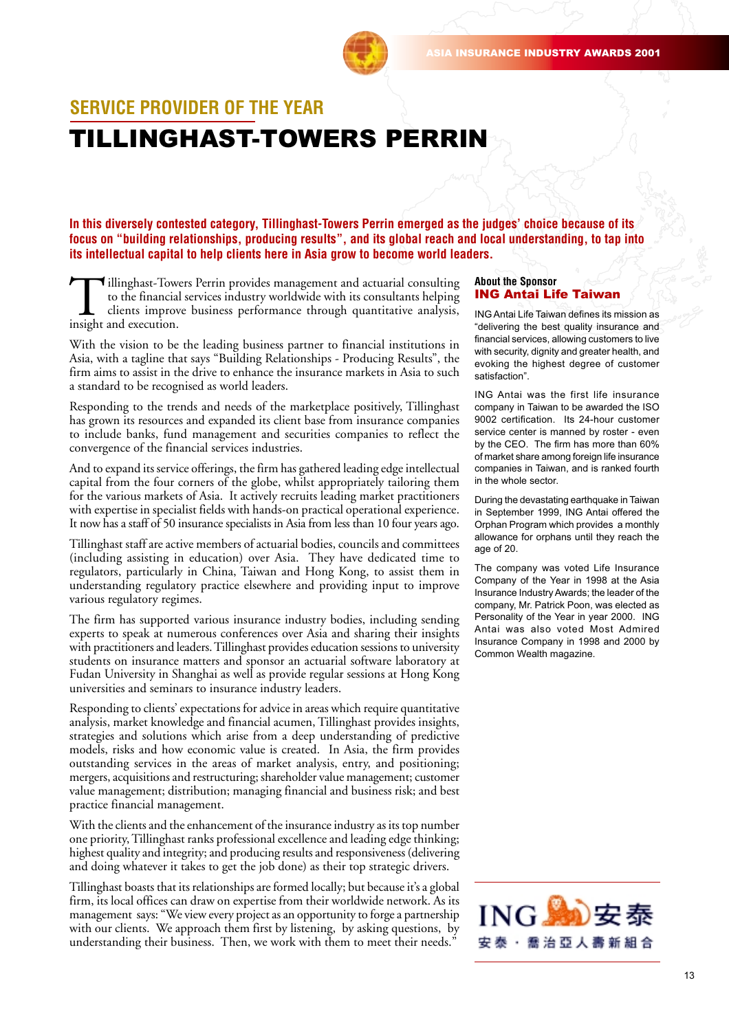## SERVICE PROVIDER OF THE YEAR

# TILLINGHAST-TOWERS PERRIN

**In this diversely contested category, Tillinghast-Towers Perrin emerged as the judges' choice because of its focus on "building relationships, producing results", and its global reach and local understanding, to tap into its intellectual capital to help clients here in Asia grow to become world leaders.**

Tillinghast-Towers Perrin provides management and actuarial consulting to the financial services industry worldwide with its consultants helping clients improve business performance through quantitative analysis, insight and execution.

With the vision to be the leading business partner to financial institutions in Asia, with a tagline that says "Building Relationships - Producing Results", the firm aims to assist in the drive to enhance the insurance markets in Asia to such a standard to be recognised as world leaders.

Responding to the trends and needs of the marketplace positively, Tillinghast has grown its resources and expanded its client base from insurance companies to include banks, fund management and securities companies to reflect the convergence of the financial services industries.

And to expand its service offerings, the firm has gathered leading edge intellectual capital from the four corners of the globe, whilst appropriately tailoring them for the various markets of Asia. It actively recruits leading market practitioners with expertise in specialist fields with hands-on practical operational experience. It now has a staff of 50 insurance specialists in Asia from less than 10 four years ago.

Tillinghast staff are active members of actuarial bodies, councils and committees (including assisting in education) over Asia. They have dedicated time to regulators, particularly in China, Taiwan and Hong Kong, to assist them in understanding regulatory practice elsewhere and providing input to improve various regulatory regimes.

The firm has supported various insurance industry bodies, including sending experts to speak at numerous conferences over Asia and sharing their insights with practitioners and leaders. Tillinghast provides education sessions to university students on insurance matters and sponsor an actuarial software laboratory at Fudan University in Shanghai as well as provide regular sessions at Hong Kong universities and seminars to insurance industry leaders.

Responding to clients' expectations for advice in areas which require quantitative analysis, market knowledge and financial acumen, Tillinghast provides insights, strategies and solutions which arise from a deep understanding of predictive models, risks and how economic value is created. In Asia, the firm provides outstanding services in the areas of market analysis, entry, and positioning; mergers, acquisitions and restructuring; shareholder value management; customer value management; distribution; managing financial and business risk; and best practice financial management.

With the clients and the enhancement of the insurance industry as its top number one priority, Tillinghast ranks professional excellence and leading edge thinking; highest quality and integrity; and producing results and responsiveness (delivering and doing whatever it takes to get the job done) as their top strategic drivers.

Tillinghast boasts that its relationships are formed locally; but because it's a global firm, its local offices can draw on expertise from their worldwide network. As its management says: "We view every project as an opportunity to forge a partnership with our clients. We approach them first by listening, by asking questions, by understanding their business. Then, we work with them to meet their needs."

### About the Sponsor
### ING Antai Life Taiwan

ING Antai Life Taiwan defines its mission as "delivering the best quality insurance and financial services, allowing customers to live with security, dignity and greater health, and evoking the highest degree of customer satisfaction".

ING Antai was the first life insurance company in Taiwan to be awarded the ISO 9002 certification. Its 24-hour customer service center is manned by roster - even by the CEO. The firm has more than 60% of market share among foreign life insurance companies in Taiwan, and is ranked fourth in the whole sector.

During the devastating earthquake in Taiwan in September 1999, ING Antai offered the Orphan Program which provides a monthly allowance for orphans until they reach the age of 20.

The company was voted Life Insurance Company of the Year in 1998 at the Asia Insurance Industry Awards; the leader of the company, Mr. Patrick Poon, was elected as Personality of the Year in year 2000. ING Antai was also voted Most Admired Insurance Company in 1998 and 2000 by Common Wealth magazine.

ING 安泰
安泰・霸治亞人壽新組合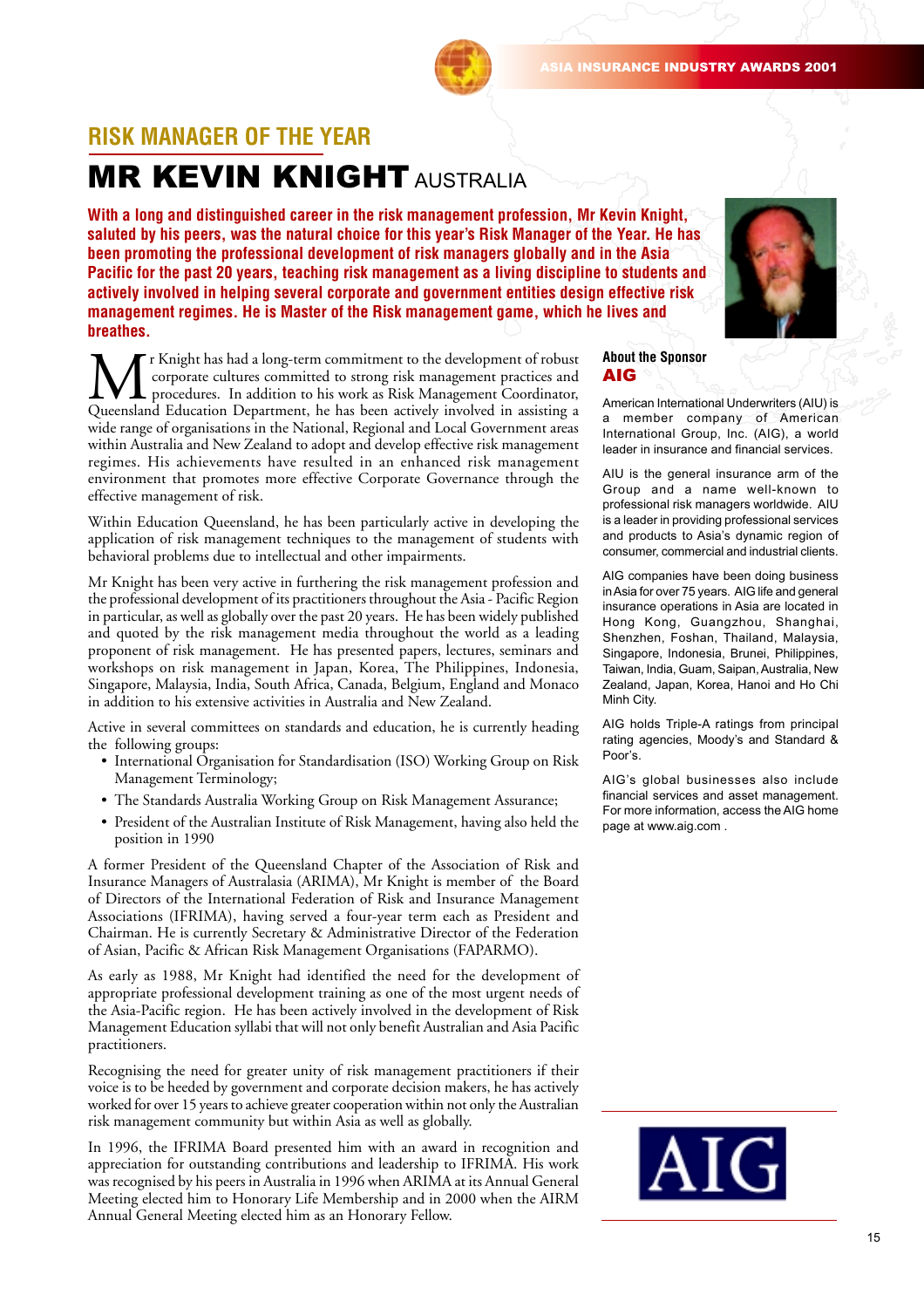## RISK MANAGER OF THE YEAR

# MR KEVIN KNIGHT AUSTRALIA

**With a long and distinguished career in the risk management profession, Mr Kevin Knight, saluted by his peers, was the natural choice for this year's Risk Manager of the Year. He has been promoting the professional development of risk managers globally and in the Asia Pacific for the past 20 years, teaching risk management as a living discipline to students and actively involved in helping several corporate and government entities design effective risk management regimes. He is Master of the Risk management game, which he lives and breathes.**

Mr Knight has had a long-term commitment to the development of robust corporate cultures committed to strong risk management practices and procedures. In addition to his work as Risk Management Coordinator, Queensland Education Department, he has been actively involved in assisting a wide range of organisations in the National, Regional and Local Government areas within Australia and New Zealand to adopt and develop effective risk management regimes. His achievements have resulted in an enhanced risk management environment that promotes more effective Corporate Governance through the effective management of risk.

Within Education Queensland, he has been particularly active in developing the application of risk management techniques to the management of students with behavioral problems due to intellectual and other impairments.

Mr Knight has been very active in furthering the risk management profession and the professional development of its practitioners throughout the Asia - Pacific Region in particular, as well as globally over the past 20 years. He has been widely published and quoted by the risk management media throughout the world as a leading proponent of risk management. He has presented papers, lectures, seminars and workshops on risk management in Japan, Korea, The Philippines, Indonesia, Singapore, Malaysia, India, South Africa, Canada, Belgium, England and Monaco in addition to his extensive activities in Australia and New Zealand.

Active in several committees on standards and education, he is currently heading the following groups:

- International Organisation for Standardisation (ISO) Working Group on Risk Management Terminology;
- The Standards Australia Working Group on Risk Management Assurance;
- President of the Australian Institute of Risk Management, having also held the position in 1990

A former President of the Queensland Chapter of the Association of Risk and Insurance Managers of Australasia (ARIMA), Mr Knight is member of the Board of Directors of the International Federation of Risk and Insurance Management Associations (IFRIMA), having served a four-year term each as President and Chairman. He is currently Secretary & Administrative Director of the Federation of Asian, Pacific & African Risk Management Organisations (FAPARMO).

As early as 1988, Mr Knight had identified the need for the development of appropriate professional development training as one of the most urgent needs of the Asia-Pacific region. He has been actively involved in the development of Risk Management Education syllabi that will not only benefit Australian and Asia Pacific practitioners.

Recognising the need for greater unity of risk management practitioners if their voice is to be heeded by government and corporate decision makers, he has actively worked for over 15 years to achieve greater cooperation within not only the Australian risk management community but within Asia as well as globally.

In 1996, the IFRIMA Board presented him with an award in recognition and appreciation for outstanding contributions and leadership to IFRIMA. His work was recognised by his peers in Australia in 1996 when ARIMA at its Annual General Meeting elected him to Honorary Life Membership and in 2000 when the AIRM Annual General Meeting elected him as an Honorary Fellow.

### About the Sponsor
## AIG

American International Underwriters (AIU) is a member company of American International Group, Inc. (AIG), a world leader in insurance and financial services.

AIU is the general insurance arm of the Group and a name well-known to professional risk managers worldwide. AIU is a leader in providing professional services and products to Asia's dynamic region of consumer, commercial and industrial clients.

AIG companies have been doing business in Asia for over 75 years. AIG life and general insurance operations in Asia are located in Hong Kong, Guangzhou, Shanghai, Shenzhen, Foshan, Thailand, Malaysia, Singapore, Indonesia, Brunei, Philippines, Taiwan, India, Guam, Saipan, Australia, New Zealand, Japan, Korea, Hanoi and Ho Chi Minh City.

AIG holds Triple-A ratings from principal rating agencies, Moody's and Standard & Poor's.

AIG's global businesses also include financial services and asset management. For more information, access the AIG home page at www.aig.com .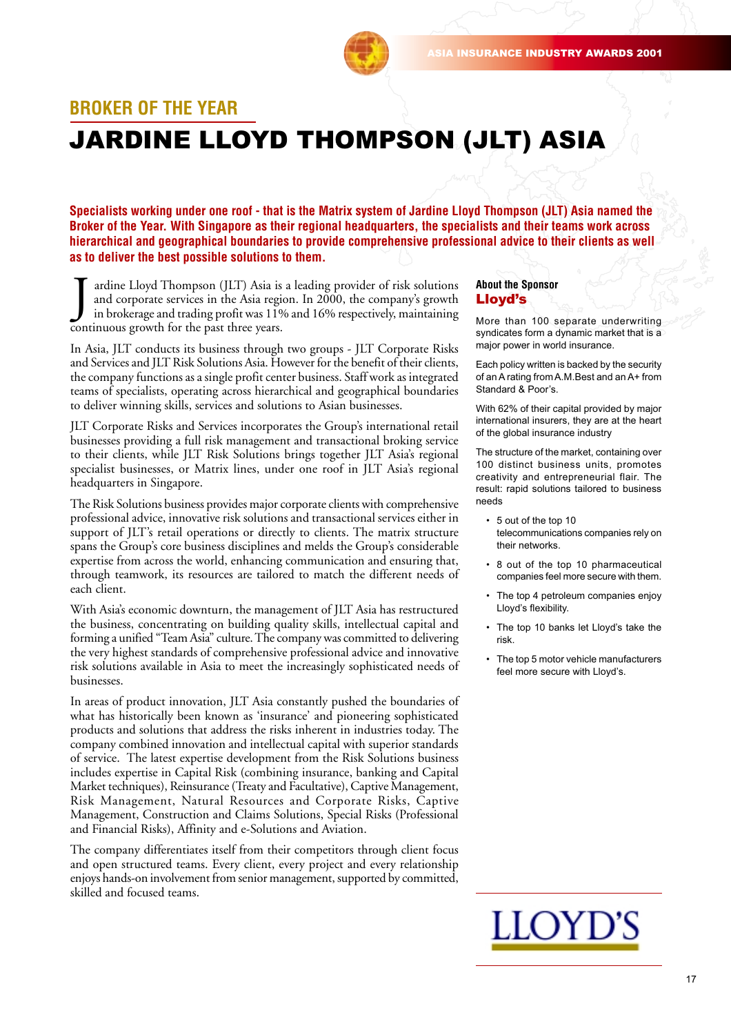## BROKER OF THE YEAR

# JARDINE LLOYD THOMPSON (JLT) ASIA

**Specialists working under one roof - that is the Matrix system of Jardine Lloyd Thompson (JLT) Asia named the Broker of the Year. With Singapore as their regional headquarters, the specialists and their teams work across hierarchical and geographical boundaries to provide comprehensive professional advice to their clients as well as to deliver the best possible solutions to them.**

Jardine Lloyd Thompson (JLT) Asia is a leading provider of risk solutions and corporate services in the Asia region. In 2000, the company's growth in brokerage and trading profit was 11% and 16% respectively, maintaining continuous growth for the past three years.

In Asia, JLT conducts its business through two groups - JLT Corporate Risks and Services and JLT Risk Solutions Asia. However for the benefit of their clients, the company functions as a single profit center business. Staff work as integrated teams of specialists, operating across hierarchical and geographical boundaries to deliver winning skills, services and solutions to Asian businesses.

JLT Corporate Risks and Services incorporates the Group's international retail businesses providing a full risk management and transactional broking service to their clients, while JLT Risk Solutions brings together JLT Asia's regional specialist businesses, or Matrix lines, under one roof in JLT Asia's regional headquarters in Singapore.

The Risk Solutions business provides major corporate clients with comprehensive professional advice, innovative risk solutions and transactional services either in support of JLT's retail operations or directly to clients. The matrix structure spans the Group's core business disciplines and melds the Group's considerable expertise from across the world, enhancing communication and ensuring that, through teamwork, its resources are tailored to match the different needs of each client.

With Asia's economic downturn, the management of JLT Asia has restructured the business, concentrating on building quality skills, intellectual capital and forming a unified "Team Asia" culture. The company was committed to delivering the very highest standards of comprehensive professional advice and innovative risk solutions available in Asia to meet the increasingly sophisticated needs of businesses.

In areas of product innovation, JLT Asia constantly pushed the boundaries of what has historically been known as 'insurance' and pioneering sophisticated products and solutions that address the risks inherent in industries today. The company combined innovation and intellectual capital with superior standards of service. The latest development from the Risk Solutions business includes expertise in Capital Risk (combining insurance, banking and Capital Market techniques), Reinsurance (Treaty and Facultative), Captive Management, Risk Management, Natural Resources and Corporate Risks, Captive Management, Construction and Claims Solutions, Special Risks (Professional and Financial Risks), Affinity and e-Solutions and Aviation.

The company differentiates itself from their competitors through client focus and open structured teams. Every client, every project and every relationship enjoys hands-on involvement from senior management, supported by committed, skilled and focused teams.

### About the Sponsor
**Lloyd's**

More than 100 separate underwriting syndicates form a dynamic market that is a major power in world insurance.

Each policy written is backed by the security of an A rating from A.M.Best and an A+ from Standard & Poor's.

With 62% of their capital provided by major international insurers, they are at the heart of the global insurance industry

The structure of the market, containing over 100 distinct business units, promotes creativity and entrepreneurial flair. The result: rapid solutions tailored to business needs

- 5 out of the top 10 telecommunications companies rely on their networks.
- 8 out of the top 10 pharmaceutical companies feel more secure with them.
- The top 4 petroleum companies enjoy Lloyd's flexibility.
- The top 10 banks let Lloyd's take the risk.
- The top 5 motor vehicle manufacturers feel more secure with Lloyd's.

LLOYD'S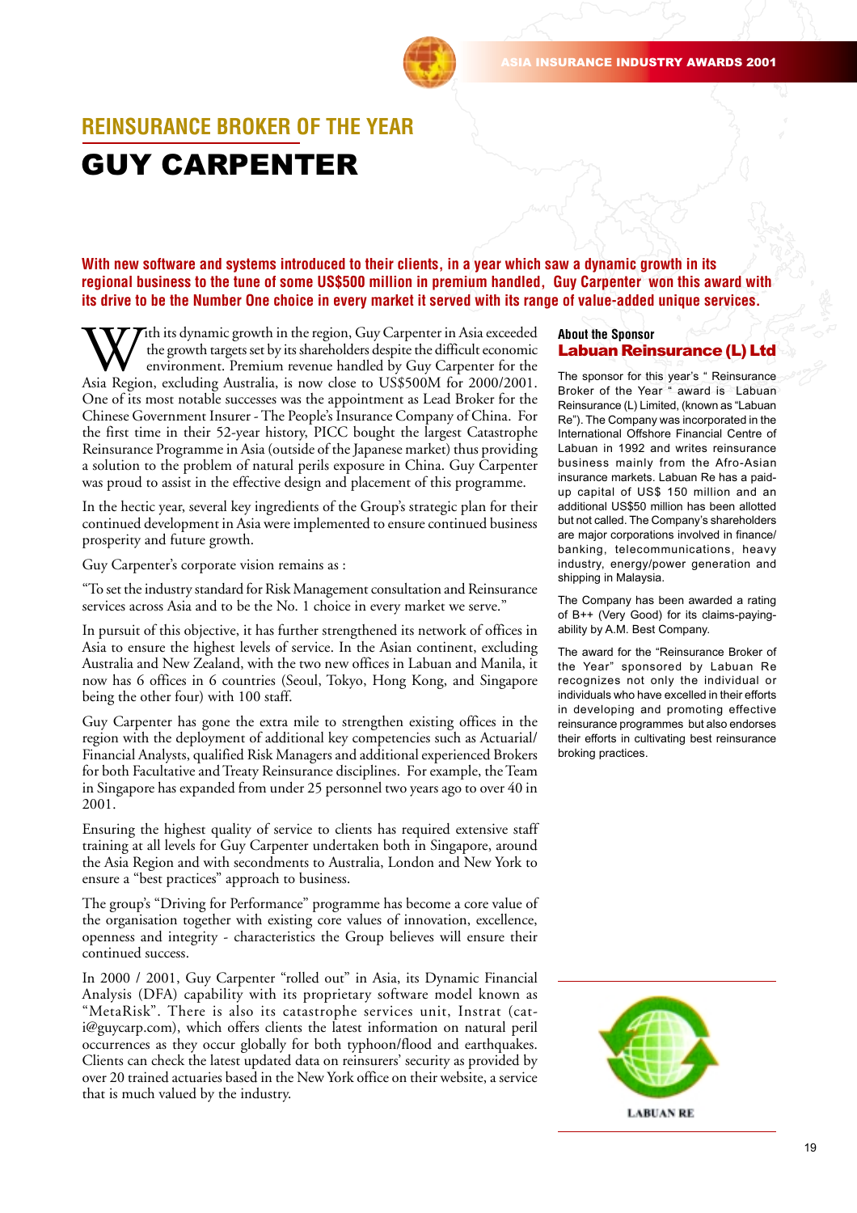## REINSURANCE BROKER OF THE YEAR

# GUY CARPENTER

**With new software and systems introduced to their clients, in a year which saw a dynamic growth in its regional business to the tune of some US$500 million in premium handled, Guy Carpenter won this award with its drive to be the Number One choice in every market it served with its range of value-added unique services.**

With its dynamic growth in the region, Guy Carpenter in Asia exceeded the growth targets set by its shareholders despite the difficult economic environment. Premium revenue handled by Guy Carpenter for the Asia Region, excluding Australia, is now close to US$500M for 2000/2001. One of its most notable successes was the appointment as Lead Broker for the Chinese Government Insurer - The People's Insurance Company of China. For the first time in their 52-year history, PICC bought the largest Catastrophe Reinsurance Programme in Asia (outside of the Japanese market) thus providing a solution to the problem of natural perils exposure in China. Guy Carpenter was proud to assist in the effective design and placement of this programme.

In the hectic year, several key ingredients of the Group's strategic plan for their continued development in Asia were implemented to ensure continued business prosperity and future growth.

Guy Carpenter's corporate vision remains as :

"To set the industry standard for Risk Management consultation and Reinsurance services across Asia and to be the No. 1 choice in every market we serve."

In pursuit of this objective, it has further strengthened its network of offices in Asia to ensure the highest levels of service. In the Asian continent, excluding Australia and New Zealand, with the two new offices in Labuan and Manila, it now has 6 offices in 6 countries (Seoul, Tokyo, Hong Kong, and Singapore being the other four) with 100 staff.

Guy Carpenter has gone the extra mile to strengthen existing offices in the region with the deployment of additional key competencies such as Actuarial/ Financial Analysts, qualified Risk Managers and additional experienced Brokers for both Facultative and Treaty Reinsurance disciplines. For example, the Team in Singapore has expanded from under 25 personnel two years ago to over 40 in 2001.

Ensuring the highest quality of service to clients has required extensive staff training at all levels for Guy Carpenter undertaken both in Singapore, around the Asia Region and with secondments to Australia, London and New York to ensure a "best practices" approach to business.

The group's "Driving for Performance" programme has become a core value of the organisation together with existing core values of innovation, excellence, openness and integrity - characteristics the Group believes will ensure their continued success.

In 2000 / 2001, Guy Carpenter "rolled out" in Asia, its Dynamic Financial Analysis (DFA) capability with its proprietary software model known as "MetaRisk". There is also its catastrophe services unit, Instrat (cat-i@guycarp.com), which offers clients the latest information on natural peril occurrences as they occur globally for both typhoon/flood and earthquakes. Clients can check the latest updated data on reinsurers' security as provided by over 20 trained actuaries based in the New York office on their website, a service that is much valued by the industry.

**About the Sponsor**

### Labuan Reinsurance (L) Ltd

The sponsor for this year's " Reinsurance Broker of the Year " award is Labuan Reinsurance (L) Limited, (known as "Labuan Re"). The Company was incorporated in the International Offshore Financial Centre of Labuan in 1992 and writes reinsurance business mainly from the Afro-Asian insurance markets. Labuan Re has a paid-up capital of US$ 150 million and an additional US$50 million has been allotted but not called. The Company's shareholders are major corporations involved in finance/ banking, telecommunications, heavy industry, energy/power generation and shipping in Malaysia.

The Company has been awarded a rating of B++ (Very Good) for its claims-paying-ability by A.M. Best Company.

The award for the "Reinsurance Broker of the Year" sponsored by Labuan Re recognizes not only the individual or individuals who have excelled in their efforts in developing and promoting effective reinsurance programmes but also endorses their efforts in cultivating best reinsurance broking practices.

LABUAN RE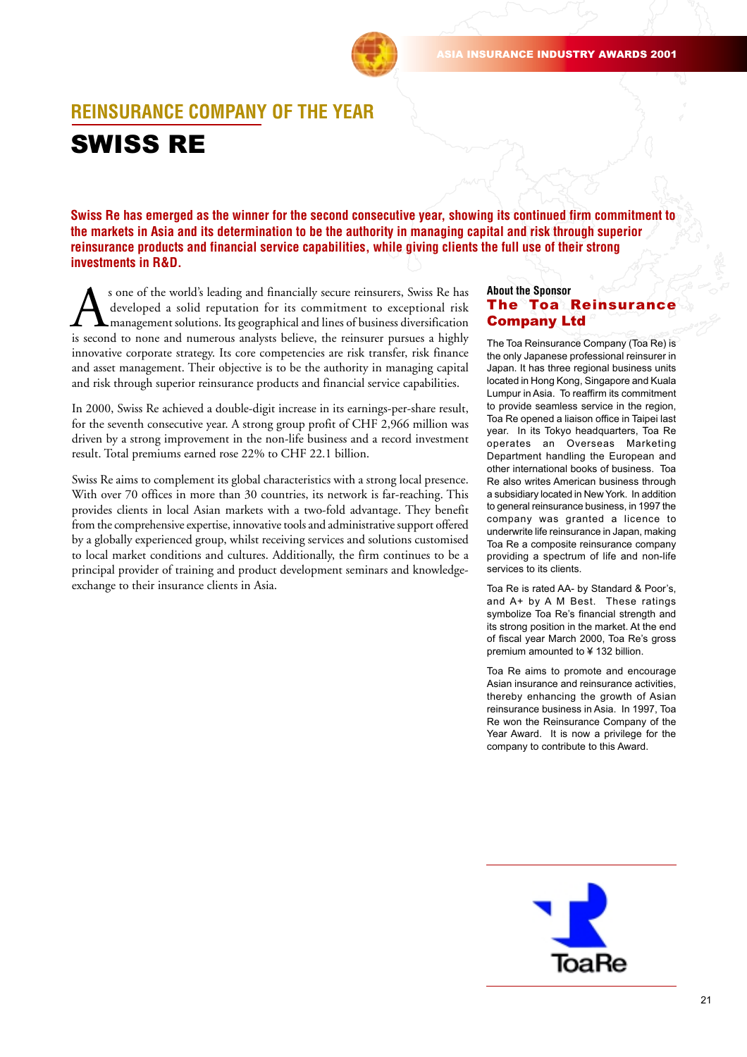## REINSURANCE COMPANY OF THE YEAR

# SWISS RE

**Swiss Re has emerged as the winner for the second consecutive year, showing its continued firm commitment to the markets in Asia and its determination to be the authority in managing capital and risk through superior reinsurance products and financial service capabilities, while giving clients the full use of their strong investments in R&D.**

As one of the world's leading and financially secure reinsurers, Swiss Re has developed a solid reputation for its commitment to exceptional risk management solutions. Its geographical and lines of business diversification is second to none and numerous analysts believe, the reinsurer pursues a highly innovative corporate strategy. Its core competencies are risk transfer, risk finance and asset management. Their objective is to be the authority in managing capital and risk through superior reinsurance products and financial service capabilities.

In 2000, Swiss Re achieved a double-digit increase in its earnings-per-share result, for the seventh consecutive year. A strong group profit of CHF 2,966 million was driven by a strong improvement in the non-life business and a record investment result. Total premiums earned rose 22% to CHF 22.1 billion.

Swiss Re aims to complement its global characteristics with a strong local presence. With over 70 offices in more than 30 countries, its network is far-reaching. This provides clients in local Asian markets with a two-fold advantage. They benefit from the comprehensive expertise, innovative tools and administrative support offered by a globally experienced group, whilst receiving services and solutions customised to local market conditions and cultures. Additionally, the firm continues to be a principal provider of training and product development seminars and knowledge-exchange to their insurance clients in Asia.

### About the Sponsor
### The Toa Reinsurance Company Ltd

The Toa Reinsurance Company (Toa Re) is the only Japanese professional reinsurer in Japan. It has three regional business units located in Hong Kong, Singapore and Kuala Lumpur in Asia. To reaffirm its commitment to provide seamless service in the region, Toa Re opened a liaison office in Taipei last year. In its Tokyo headquarters, Toa Re operates an Overseas Marketing Department handling the European and other international books of business. Toa Re also writes American business through a subsidiary located in New York. In addition to general reinsurance business, in 1997 the company was granted a licence to underwrite life reinsurance in Japan, making Toa Re a composite reinsurance company providing a spectrum of life and non-life services to its clients.

Toa Re is rated AA- by Standard & Poor's, and A+ by A M Best. These ratings symbolize Toa Re's financial strength and its strong position in the market. At the end of fiscal year March 2000, Toa Re's gross premium amounted to ¥ 132 billion.

Toa Re aims to promote and encourage Asian insurance and reinsurance activities, thereby enhancing the growth of Asian reinsurance business in Asia. In 1997, Toa Re won the Reinsurance Company of the Year Award. It is now a privilege for the company to contribute to this Award.

ToaRe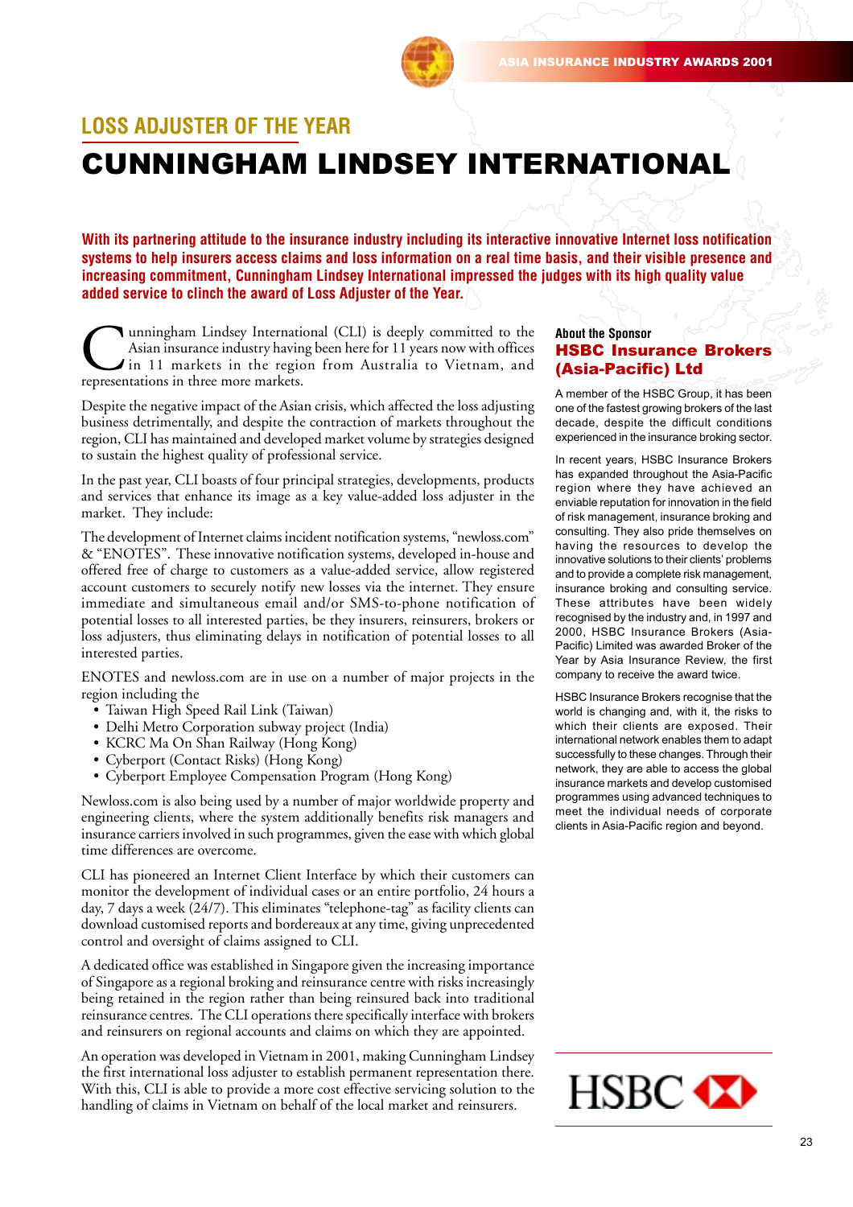## LOSS ADJUSTER OF THE YEAR

# CUNNINGHAM LINDSEY INTERNATIONAL

**With its partnering attitude to the insurance industry including its interactive innovative Internet loss notification systems to help insurers access claims and loss information on a real time basis, and their visible presence and increasing commitment, Cunningham Lindsey International impressed the judges with its high quality value added service to clinch the award of Loss Adjuster of the Year.**

Cunningham Lindsey International (CLI) is deeply committed to the Asian insurance industry having been here for 11 years now with offices in 11 markets in the region from Australia to Vietnam, and representations in three more markets.

Despite the negative impact of the Asian crisis, which affected the loss adjusting business detrimentally, and despite the contraction of markets throughout the region, CLI has maintained and developed market volume by strategies designed to sustain the highest quality of professional service.

In the past year, CLI boasts of four principal strategies, developments, products and services that enhance its image as a key value-added loss adjuster in the market. They include:

The development of Internet claims incident notification systems, "newloss.com" & "ENOTES". These innovative notification systems, developed in-house and offered free of charge to customers as a value-added service, allow registered account customers to securely notify new losses via the internet. They ensure immediate and simultaneous email and/or SMS-to-phone notification of potential losses to all interested parties, be they insurers, reinsurers, brokers or loss adjusters, thus eliminating delays in notification of potential losses to all interested parties.

ENOTES and newloss.com are in use on a number of major projects in the region including the

- Taiwan High Speed Rail Link (Taiwan)
- Delhi Metro Corporation subway project (India)
- KCRC Ma On Shan Railway (Hong Kong)
- Cyberport (Contact Risks) (Hong Kong)
- Cyberport Employee Compensation Program (Hong Kong)

Newloss.com is also being used by a number of major worldwide property and engineering clients, where the system additionally benefits risk managers and insurance carriers involved in such programmes, given the ease with which global time differences are overcome.

CLI has pioneered an Internet Client Interface by which their customers can monitor the development of individual cases or an entire portfolio, 24 hours a day, 7 days a week (24/7). This eliminates "telephone-tag" as facility clients can download customised reports and bordereaux at any time, giving unprecedented control and oversight of claims assigned to CLI.

A dedicated office was established in Singapore given the increasing importance of Singapore as a regional broking and reinsurance centre with risks increasingly being retained in the region rather than being reinsured back into traditional reinsurance centres. The CLI operations there specifically interface with brokers and reinsurers on regional accounts and claims on which they are appointed.

An operation was developed in Vietnam in 2001, making Cunningham Lindsey the first international loss adjuster to establish permanent representation there. With this, CLI is able to provide a more cost effective servicing solution to the handling of claims in Vietnam on behalf of the local market and reinsurers.

**About the Sponsor**

### HSBC Insurance Brokers (Asia-Pacific) Ltd

A member of the HSBC Group, it has been one of the fastest growing brokers of the last decade, despite the difficult conditions experienced in the insurance broking sector.

In recent years, HSBC Insurance Brokers has expanded throughout the Asia-Pacific region where they have achieved an enviable reputation for innovation in the field of risk management, insurance broking and consulting. They also pride themselves on having the resources to develop the innovative solutions to their clients' problems and to provide a complete risk management, insurance broking and consulting service. These attributes have been widely recognised by the industry and, in 1997 and 2000, HSBC Insurance Brokers (Asia-Pacific) Limited was awarded Broker of the Year by Asia Insurance Review, the first company to receive the award twice.

HSBC Insurance Brokers recognise that the world is changing and, with it, the risks to which their clients are exposed. Their international network enables them to adapt successfully to these changes. Through their network, they are able to access the global insurance markets and develop customised programmes using advanced techniques to meet the individual needs of corporate clients in Asia-Pacific region and beyond.

HSBC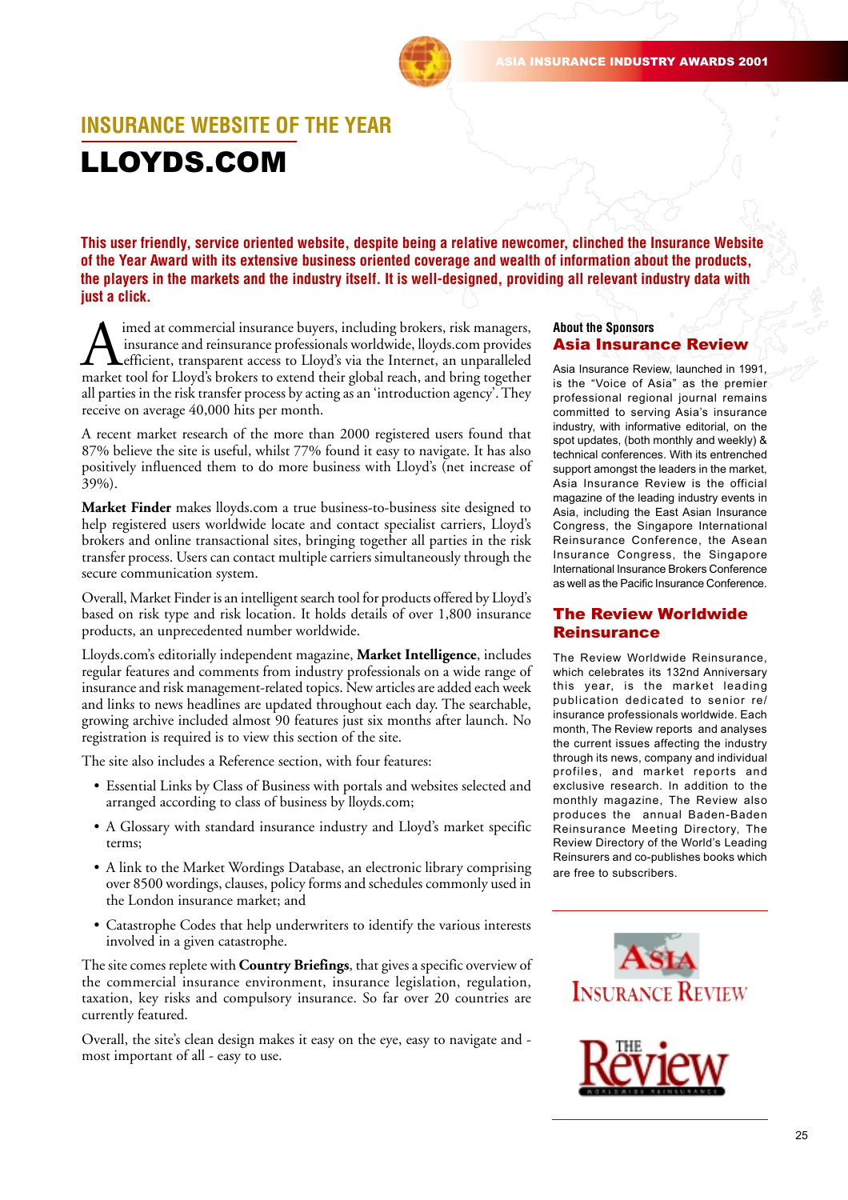# INSURANCE WEBSITE OF THE YEAR

# LLOYDS.COM

**This user friendly, service oriented website, despite being a relative newcomer, clinched the Insurance Website of the Year Award with its extensive business oriented coverage and wealth of information about the products, the players in the markets and the industry itself. It is well-designed, providing all relevant industry data with just a click.**

Aimed at commercial insurance buyers, including brokers, risk managers, insurance and reinsurance professionals worldwide, lloyds.com provides efficient, transparent access to Lloyd's via the Internet, an unparalleled market tool for Lloyd's brokers to extend their global reach, and bring together all parties in the risk transfer process by acting as an 'introduction agency'. They receive on average 40,000 hits per month.

A recent market research of the more than 2000 registered users found that 87% believe the site is useful, whilst 77% found it easy to navigate. It has also positively influenced them to do more business with Lloyd's (net increase of 39%).

**Market Finder** makes lloyds.com a true business-to-business site designed to help registered users worldwide locate and contact specialist carriers, Lloyd's brokers and online transactional sites, bringing together all parties in the risk transfer process. Users can contact multiple carriers simultaneously through the secure communication system.

Overall, Market Finder is an intelligent search tool for products offered by Lloyd's based on risk type and risk location. It holds details of over 1,800 insurance products, an unprecedented number worldwide.

Lloyds.com's editorially independent magazine, **Market Intelligence**, includes regular features and comments from industry professionals on a wide range of insurance and risk management-related topics. New articles are added each week and links to news headlines are updated throughout each day. The searchable, growing archive included almost 90 features just six months after launch. No registration is required is to view this section of the site.

The site also includes a Reference section, with four features:

- Essential Links by Class of Business with portals and websites selected and arranged according to class of business by lloyds.com;
- A Glossary with standard insurance industry and Lloyd's market specific terms;
- A link to the Market Wordings Database, an electronic library comprising over 8500 wordings, clauses, policy forms and schedules commonly used in the London insurance market; and
- Catastrophe Codes that help underwriters to identify the various interests involved in a given catastrophe.

The site comes replete with **Country Briefings**, that gives a specific overview of the commercial insurance environment, insurance legislation, regulation, taxation, key risks and compulsory insurance. So far over 20 countries are currently featured.

Overall, the site's clean design makes it easy on the eye, easy to navigate and - most important of all - easy to use.

### About the Sponsors

## Asia Insurance Review

Asia Insurance Review, launched in 1991, is the "Voice of Asia" as the premier professional regional journal remains committed to serving Asia's insurance industry, with informative editorial, on the spot updates, (both monthly and weekly) & technical conferences. With its entrenched support amongst the leaders in the market, Asia Insurance Review is the official magazine of the leading industry events in Asia, including the East Asian Insurance Congress, the Singapore International Reinsurance Conference, the Asean Insurance Congress, the Singapore International Insurance Brokers Conference as well as the Pacific Insurance Conference.

## The Review Worldwide Reinsurance

The Review Worldwide Reinsurance, which celebrates its 132nd Anniversary this year, is the market leading publication dedicated to senior re/ insurance professionals worldwide. Each month, The Review reports and analyses the current issues affecting the industry through its news, company and individual profiles, and market reports and exclusive research. In addition to the monthly magazine, The Review also produces the annual Baden-Baden Reinsurance Meeting Directory, The Review Directory of the World's Leading Reinsurers and co-publishes books which are free to subscribers.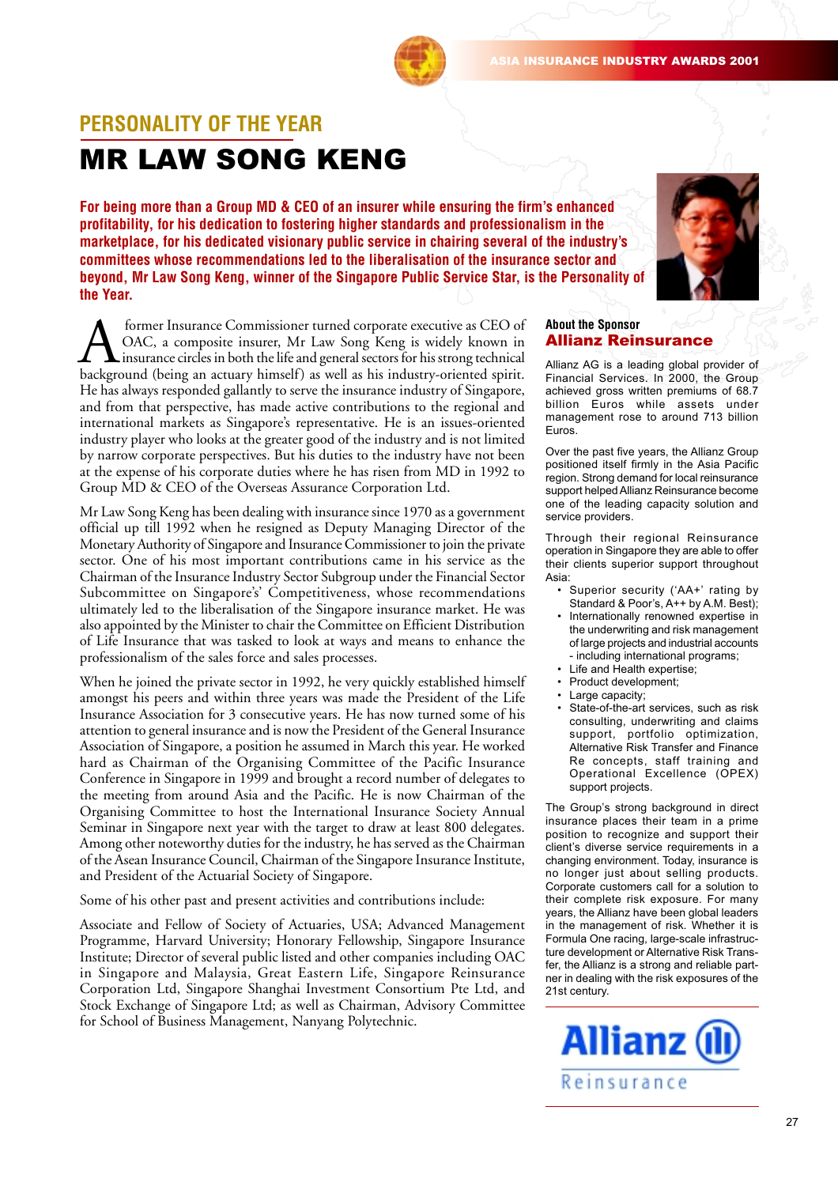## PERSONALITY OF THE YEAR

# MR LAW SONG KENG

**For being more than a Group MD & CEO of an insurer while ensuring the firm's enhanced profitability, for his dedication to fostering higher standards and professionalism in the marketplace, for his dedicated visionary public service in chairing several of the industry's committees whose recommendations led to the liberalisation of the insurance sector and beyond, Mr Law Song Keng, winner of the Singapore Public Service Star, is the Personality of the Year.**

A former Insurance Commissioner turned corporate executive as CEO of OAC, a composite insurer, Mr Law Song Keng is widely known in insurance circles in both the life and general sectors for his strong technical background (being an actuary himself) as well as his industry-oriented spirit. He has always responded gallantly to serve the insurance industry of Singapore, and from that perspective, has made active contributions to the regional and international markets as Singapore's representative. He is an issues-oriented industry player who looks at the greater good of the industry and is not limited by narrow corporate perspectives. But his duties to the industry have not been at the expense of his corporate duties where he has risen from MD in 1992 to Group MD & CEO of the Overseas Assurance Corporation Ltd.

Mr Law Song Keng has been dealing with insurance since 1970 as a government official up till 1992 when he resigned as Deputy Managing Director of the Monetary Authority of Singapore and Insurance Commissioner to join the private sector. One of his most important contributions came in his service as the Chairman of the Insurance Industry Sector Subgroup under the Financial Sector Subcommittee on Singapore's' Competitiveness, whose recommendations ultimately led to the liberalisation of the Singapore insurance market. He was also appointed by the Minister to chair the Committee on Efficient Distribution of Life Insurance that was tasked to look at ways and means to enhance the professionalism of the sales force and sales processes.

When he joined the private sector in 1992, he very quickly established himself amongst his peers and within three years was made the President of the Life Insurance Association for 3 consecutive years. He has now turned some of his attention to general insurance and is now the President of the General Insurance Association of Singapore, a position he assumed in March this year. He worked hard as Chairman of the Organising Committee of the Pacific Insurance Conference in Singapore in 1999 and brought a record number of delegates to the meeting from around Asia and the Pacific. He is now Chairman of the Organising Committee to host the International Insurance Society Annual Seminar in Singapore next year with the target to draw at least 800 delegates. Among other noteworthy duties for the industry, he has served as the Chairman of the Asean Insurance Council, Chairman of the Singapore Insurance Institute, and President of the Actuarial Society of Singapore.

Some of his other past and present activities and contributions include:

Associate and Fellow of Society of Actuaries, USA; Advanced Management Programme, Harvard University; Honorary Fellowship, Singapore Insurance Institute; Director of several public listed and other companies including OAC in Singapore and Malaysia, Great Eastern Life, Singapore Reinsurance Corporation Ltd, Singapore Shanghai Investment Consortium Pte Ltd, and Stock Exchange of Singapore Ltd; as well as Chairman, Advisory Committee for School of Business Management, Nanyang Polytechnic.

### About the Sponsor
## Allianz Reinsurance

Allianz AG is a leading global provider of Financial Services. In 2000, the Group achieved gross written premiums of 68.7 billion Euros while assets under management rose to around 713 billion Euros.

Over the past five years, the Allianz Group positioned itself firmly in the Asia Pacific region. Strong demand for local reinsurance support helped Allianz Reinsurance become one of the leading capacity solution and service providers.

Through their regional Reinsurance operation in Singapore they are able to offer their clients superior support throughout Asia:

- Superior security ('AA+' rating by Standard & Poor's, A++ by A.M. Best);
- Internationally renowned expertise in the underwriting and risk management of large projects and industrial accounts - including international programs;
- Life and Health expertise;
- Product development;
- Large capacity;
- State-of-the-art services, such as risk consulting, underwriting and claims support, portfolio optimization, Alternative Risk Transfer and Finance Re concepts, staff training and Operational Excellence (OPEX) support projects.

The Group's strong background in direct insurance places their team in a prime position to recognize and support their client's diverse service requirements in a changing environment. Today, insurance is no longer just about selling products. Corporate customers call for a solution to their complete risk exposure. For many years, the Allianz have been global leaders in the management of risk. Whether it is Formula One racing, large-scale infrastructure development or Alternative Risk Transfer, the Allianz is a strong and reliable partner in dealing with the risk exposures of the 21st century.

Allianz Reinsurance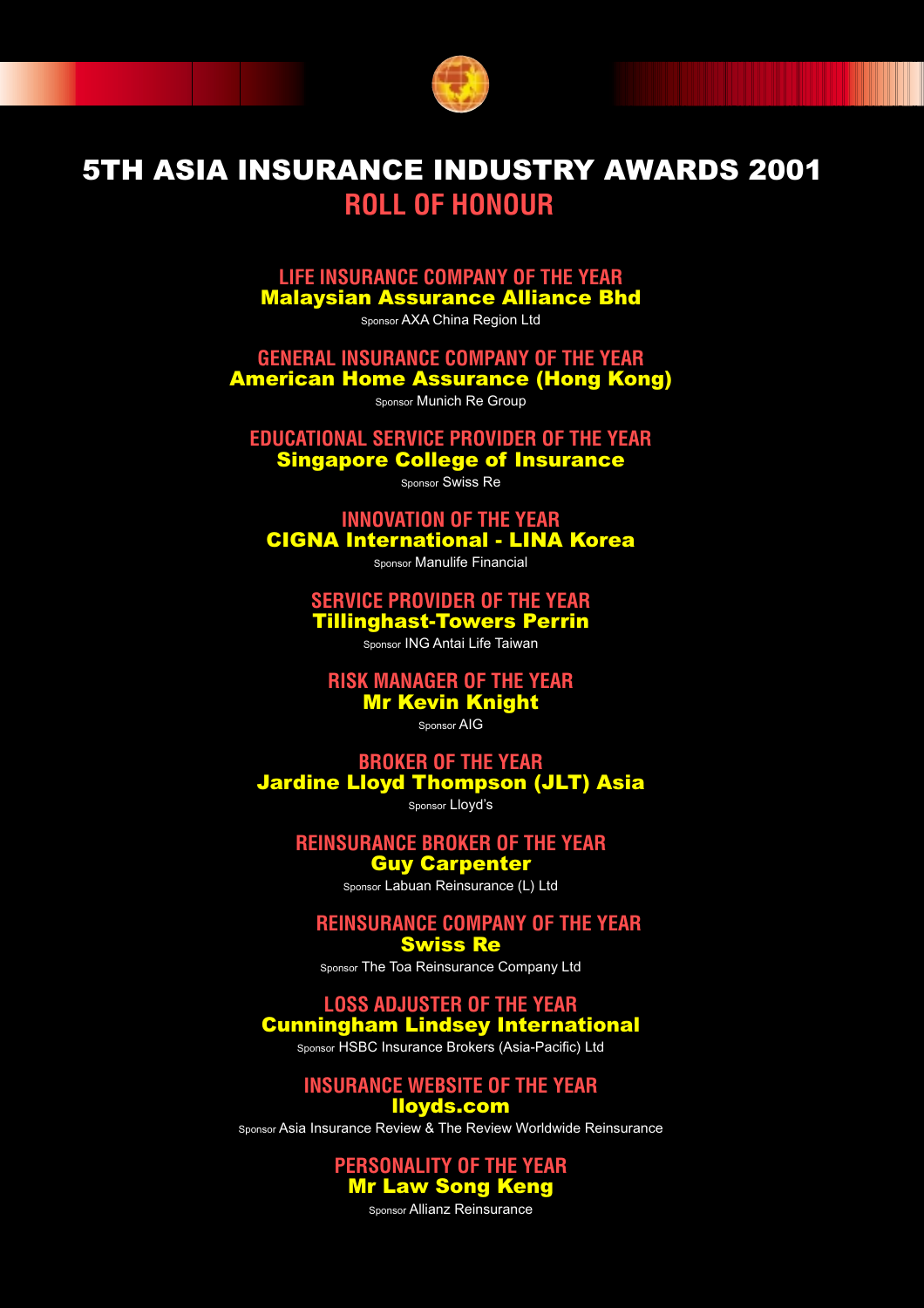# 5TH ASIA INSURANCE INDUSTRY AWARDS 2001

## ROLL OF HONOUR

### LIFE INSURANCE COMPANY OF THE YEAR
**Malaysian Assurance Alliance Bhd**

Sponsor AXA China Region Ltd

### GENERAL INSURANCE COMPANY OF THE YEAR
**American Home Assurance (Hong Kong)**

Sponsor Munich Re Group

### EDUCATIONAL SERVICE PROVIDER OF THE YEAR
**Singapore College of Insurance**

Sponsor Swiss Re

### INNOVATION OF THE YEAR
**CIGNA International - LINA Korea**

Sponsor Manulife Financial

### SERVICE PROVIDER OF THE YEAR
**Tillinghast-Towers Perrin**

Sponsor ING Antai Life Taiwan

### RISK MANAGER OF THE YEAR
**Mr Kevin Knight**

Sponsor AIG

### BROKER OF THE YEAR
**Jardine Lloyd Thompson (JLT) Asia**

Sponsor Lloyd's

### REINSURANCE BROKER OF THE YEAR
**Guy Carpenter**

Sponsor Labuan Reinsurance (L) Ltd

### REINSURANCE COMPANY OF THE YEAR
**Swiss Re**

Sponsor The Toa Reinsurance Company Ltd

### LOSS ADJUSTER OF THE YEAR
**Cunningham Lindsey International**

Sponsor HSBC Insurance Brokers (Asia-Pacific) Ltd

### INSURANCE WEBSITE OF THE YEAR
**lloyds.com**

Sponsor Asia Insurance Review & The Review Worldwide Reinsurance

### PERSONALITY OF THE YEAR
**Mr Law Song Keng**

Sponsor Allianz Reinsurance